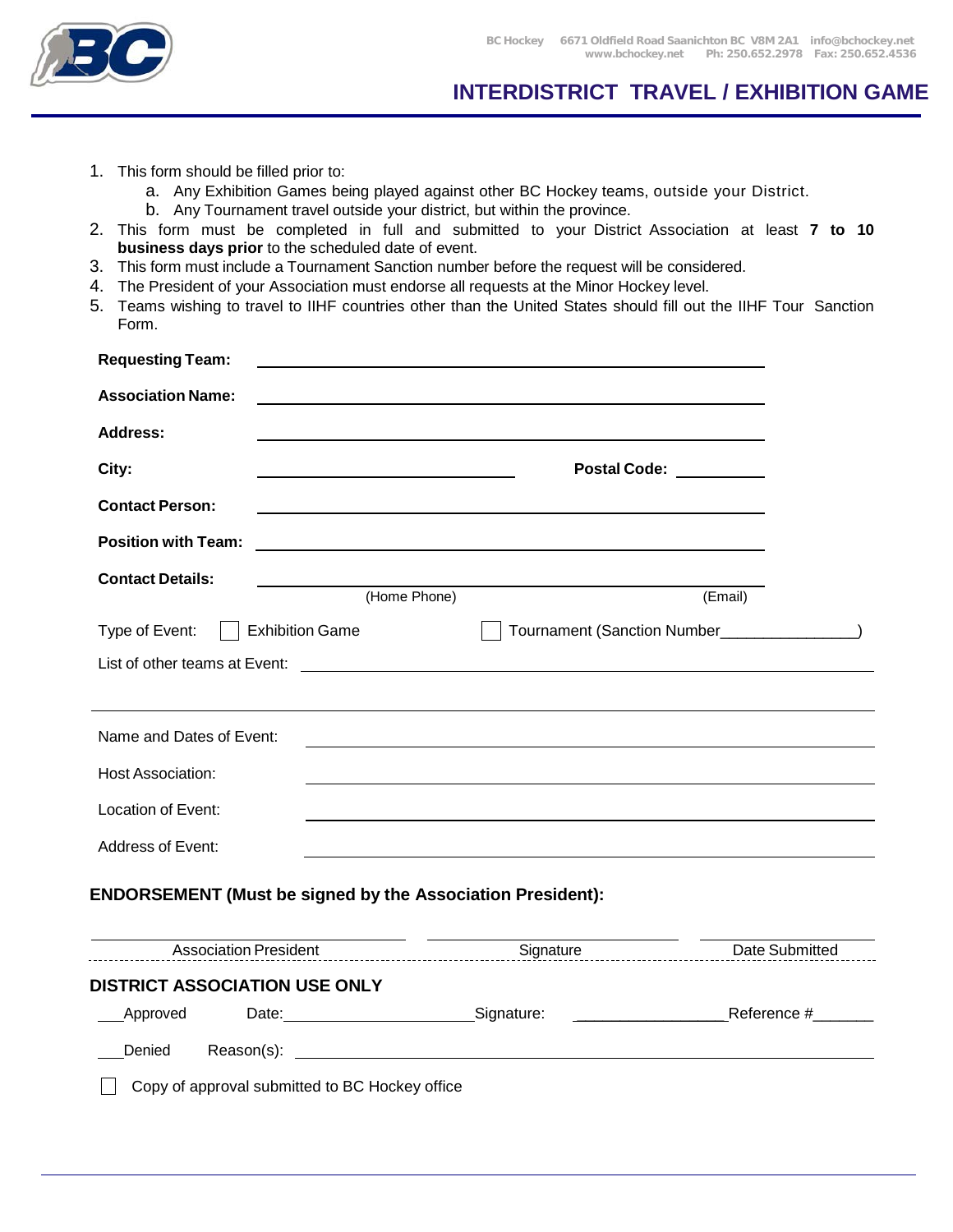BC Hockey 6671 Oldfield Road Saanichton BC V8M 2A1 info@bchockey.net
www.bchockey.net Ph: 250.652.2978 Fax: 250.652.4536

# INTERDISTRICT TRAVEL / EXHIBITION GAME

1. This form should be filled prior to:
   a. Any Exhibition Games being played against other BC Hockey teams, outside your District.
   b. Any Tournament travel outside your district, but within the province.
2. This form must be completed in full and submitted to your District Association at least **7 to 10 business days prior** to the scheduled date of event.
3. This form must include a Tournament Sanction number before the request will be considered.
4. The President of your Association must endorse all requests at the Minor Hockey level.
5. Teams wishing to travel to IIHF countries other than the United States should fill out the IIHF Tour Sanction Form.

**Requesting Team:** ______________________________

**Association Name:** ______________________________

**Address:** ______________________________

**City:** ____________________ **Postal Code:** __________

**Contact Person:** ______________________________

**Position with Team:** ______________________________

**Contact Details:** ______________________________
(Home Phone) (Email)

Type of Event: ☐ Exhibition Game ☐ Tournament (Sanction Number________________)

List of other teams at Event: ______________________________

______________________________

Name and Dates of Event: ______________________________

Host Association: ______________________________

Location of Event: ______________________________

Address of Event: ______________________________

**ENDORSEMENT (Must be signed by the Association President):**

| Association President | Signature | Date Submitted |
|---|---|---|
| | | |

**DISTRICT ASSOCIATION USE ONLY**

___Approved Date:____________________ Signature: ________________ Reference #_______

___Denied Reason(s): ______________________________

☐ Copy of approval submitted to BC Hockey office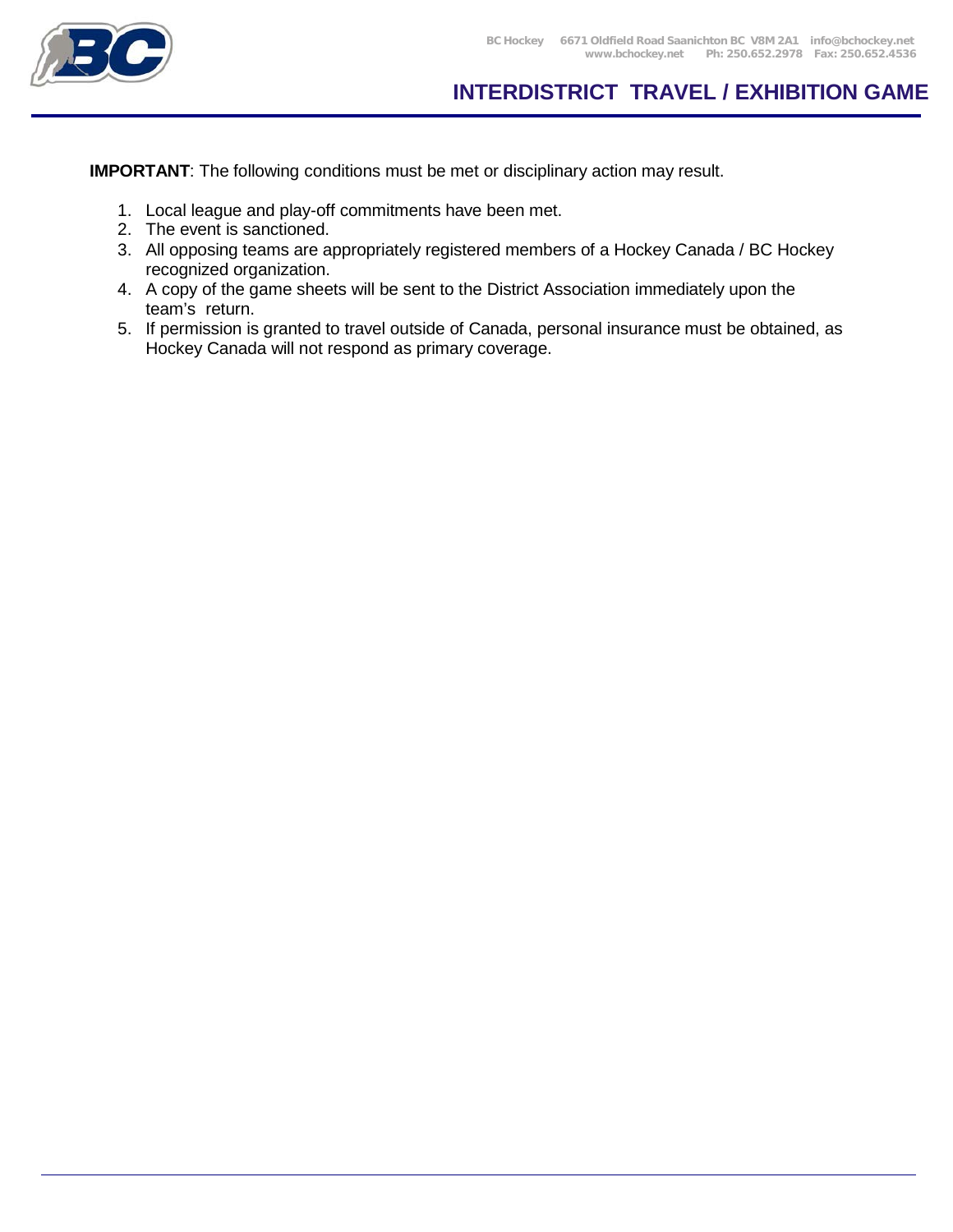# INTERDISTRICT TRAVEL / EXHIBITION GAME

**IMPORTANT**: The following conditions must be met or disciplinary action may result.

1. Local league and play-off commitments have been met.
2. The event is sanctioned.
3. All opposing teams are appropriately registered members of a Hockey Canada / BC Hockey recognized organization.
4. A copy of the game sheets will be sent to the District Association immediately upon the team's return.
5. If permission is granted to travel outside of Canada, personal insurance must be obtained, as Hockey Canada will not respond as primary coverage.